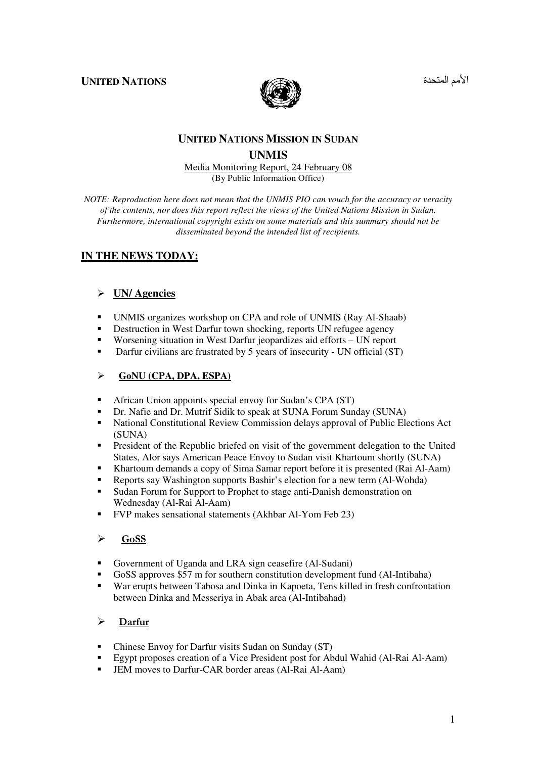**UNITED NATIONS** الأمم المتحدة

## UNITED NATIONS MISSION IN SUDAN

## UNMIS

Media Monitoring Report, 24 February 08
(By Public Information Office)

*NOTE: Reproduction here does not mean that the UNMIS PIO can vouch for the accuracy or veracity of the contents, nor does this report reflect the views of the United Nations Mission in Sudan. Furthermore, international copyright exists on some materials and this summary should not be disseminated beyond the intended list of recipients.*

## IN THE NEWS TODAY:

### UN/ Agencies

- UNMIS organizes workshop on CPA and role of UNMIS (Ray Al-Shaab)
- Destruction in West Darfur town shocking, reports UN refugee agency
- Worsening situation in West Darfur jeopardizes aid efforts – UN report
- Darfur civilians are frustrated by 5 years of insecurity - UN official (ST)

### GoNU (CPA, DPA, ESPA)

- African Union appoints special envoy for Sudan's CPA (ST)
- Dr. Nafie and Dr. Mutrif Sidik to speak at SUNA Forum Sunday (SUNA)
- National Constitutional Review Commission delays approval of Public Elections Act (SUNA)
- President of the Republic briefed on visit of the government delegation to the United States, Alor says American Peace Envoy to Sudan visit Khartoum shortly (SUNA)
- Khartoum demands a copy of Sima Samar report before it is presented (Rai Al-Aam)
- Reports say Washington supports Bashir's election for a new term (Al-Wohda)
- Sudan Forum for Support to Prophet to stage anti-Danish demonstration on Wednesday (Al-Rai Al-Aam)
- FVP makes sensational statements (Akhbar Al-Yom Feb 23)

### GoSS

- Government of Uganda and LRA sign ceasefire (Al-Sudani)
- GoSS approves $57 m for southern constitution development fund (Al-Intibaha)
- War erupts between Tabosa and Dinka in Kapoeta, Tens killed in fresh confrontation between Dinka and Messeriya in Abak area (Al-Intibahad)

### Darfur

- Chinese Envoy for Darfur visits Sudan on Sunday (ST)
- Egypt proposes creation of a Vice President post for Abdul Wahid (Al-Rai Al-Aam)
- JEM moves to Darfur-CAR border areas (Al-Rai Al-Aam)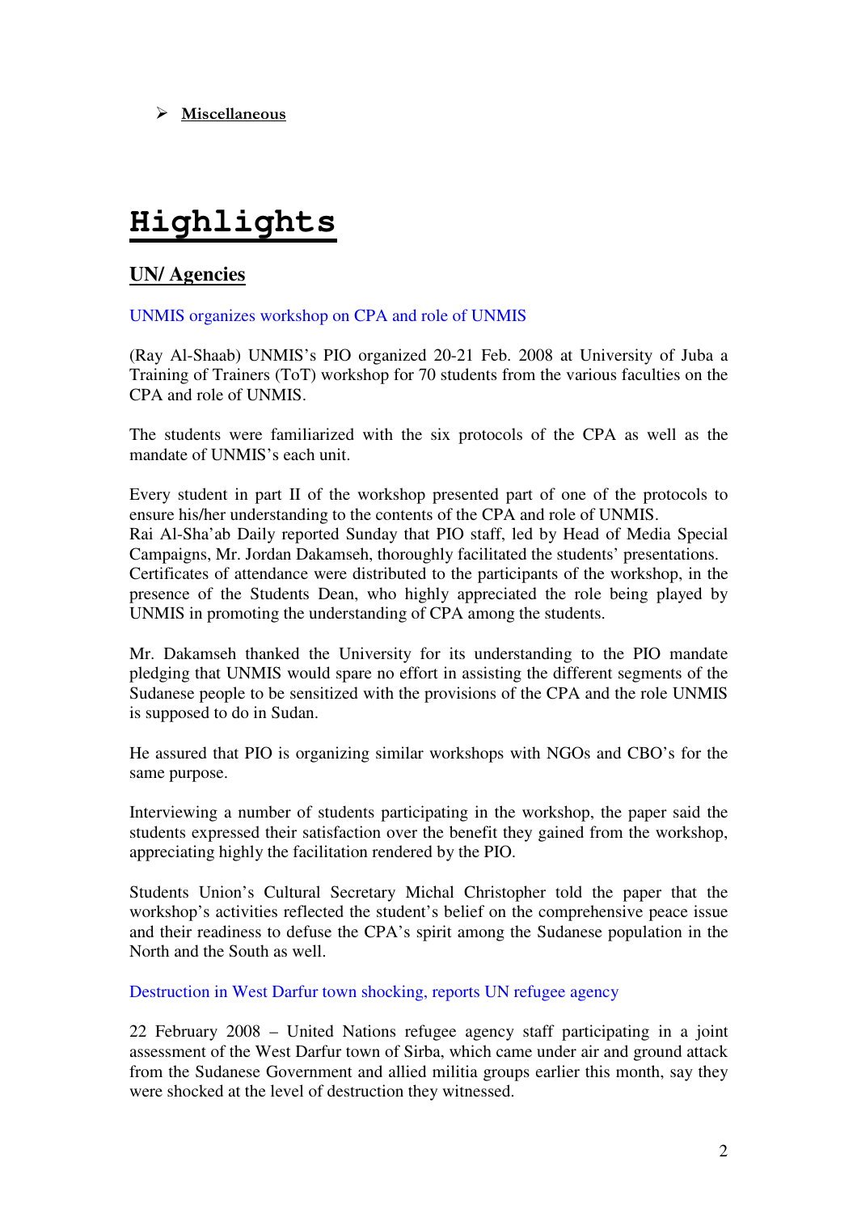- **Miscellaneous**

# Highlights

## UN/ Agencies

### UNMIS organizes workshop on CPA and role of UNMIS

(Ray Al-Shaab) UNMIS's PIO organized 20-21 Feb. 2008 at University of Juba a Training of Trainers (ToT) workshop for 70 students from the various faculties on the CPA and role of UNMIS.

The students were familiarized with the six protocols of the CPA as well as the mandate of UNMIS's each unit.

Every student in part II of the workshop presented part of one of the protocols to ensure his/her understanding to the contents of the CPA and role of UNMIS.
Rai Al-Sha'ab Daily reported Sunday that PIO staff, led by Head of Media Special Campaigns, Mr. Jordan Dakamseh, thoroughly facilitated the students' presentations.
Certificates of attendance were distributed to the participants of the workshop, in the presence of the Students Dean, who highly appreciated the role being played by UNMIS in promoting the understanding of CPA among the students.

Mr. Dakamseh thanked the University for its understanding to the PIO mandate pledging that UNMIS would spare no effort in assisting the different segments of the Sudanese people to be sensitized with the provisions of the CPA and the role UNMIS is supposed to do in Sudan.

He assured that PIO is organizing similar workshops with NGOs and CBO's for the same purpose.

Interviewing a number of students participating in the workshop, the paper said the students expressed their satisfaction over the benefit they gained from the workshop, appreciating highly the facilitation rendered by the PIO.

Students Union's Cultural Secretary Michal Christopher told the paper that the workshop's activities reflected the student's belief on the comprehensive peace issue and their readiness to defuse the CPA's spirit among the Sudanese population in the North and the South as well.

### Destruction in West Darfur town shocking, reports UN refugee agency

22 February 2008 – United Nations refugee agency staff participating in a joint assessment of the West Darfur town of Sirba, which came under air and ground attack from the Sudanese Government and allied militia groups earlier this month, say they were shocked at the level of destruction they witnessed.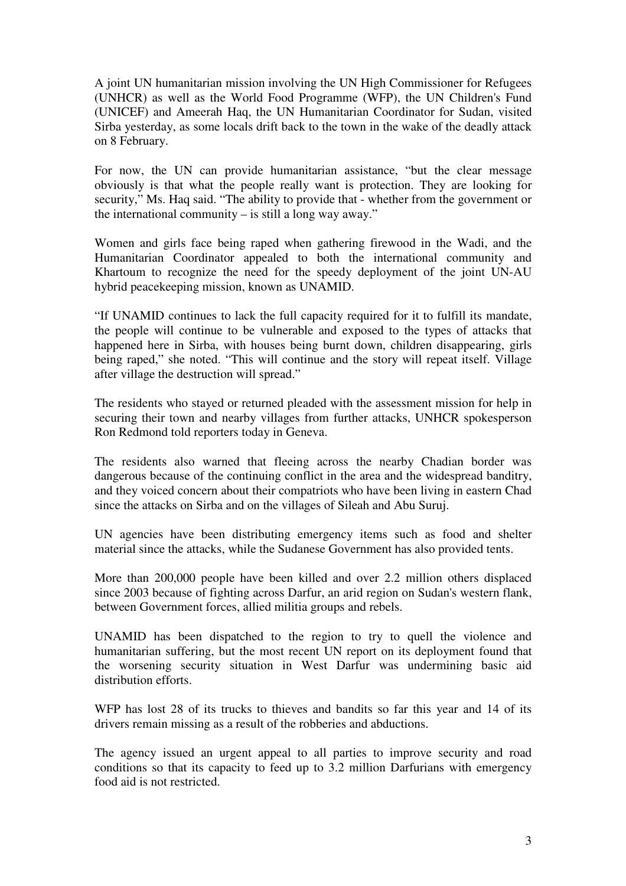A joint UN humanitarian mission involving the UN High Commissioner for Refugees (UNHCR) as well as the World Food Programme (WFP), the UN Children's Fund (UNICEF) and Ameerah Haq, the UN Humanitarian Coordinator for Sudan, visited Sirba yesterday, as some locals drift back to the town in the wake of the deadly attack on 8 February.

For now, the UN can provide humanitarian assistance, "but the clear message obviously is that what the people really want is protection. They are looking for security," Ms. Haq said. "The ability to provide that - whether from the government or the international community – is still a long way away."

Women and girls face being raped when gathering firewood in the Wadi, and the Humanitarian Coordinator appealed to both the international community and Khartoum to recognize the need for the speedy deployment of the joint UN-AU hybrid peacekeeping mission, known as UNAMID.

"If UNAMID continues to lack the full capacity required for it to fulfill its mandate, the people will continue to be vulnerable and exposed to the types of attacks that happened here in Sirba, with houses being burnt down, children disappearing, girls being raped," she noted. "This will continue and the story will repeat itself. Village after village the destruction will spread."

The residents who stayed or returned pleaded with the assessment mission for help in securing their town and nearby villages from further attacks, UNHCR spokesperson Ron Redmond told reporters today in Geneva.

The residents also warned that fleeing across the nearby Chadian border was dangerous because of the continuing conflict in the area and the widespread banditry, and they voiced concern about their compatriots who have been living in eastern Chad since the attacks on Sirba and on the villages of Sileah and Abu Suruj.

UN agencies have been distributing emergency items such as food and shelter material since the attacks, while the Sudanese Government has also provided tents.

More than 200,000 people have been killed and over 2.2 million others displaced since 2003 because of fighting across Darfur, an arid region on Sudan's western flank, between Government forces, allied militia groups and rebels.

UNAMID has been dispatched to the region to try to quell the violence and humanitarian suffering, but the most recent UN report on its deployment found that the worsening security situation in West Darfur was undermining basic aid distribution efforts.

WFP has lost 28 of its trucks to thieves and bandits so far this year and 14 of its drivers remain missing as a result of the robberies and abductions.

The agency issued an urgent appeal to all parties to improve security and road conditions so that its capacity to feed up to 3.2 million Darfurians with emergency food aid is not restricted.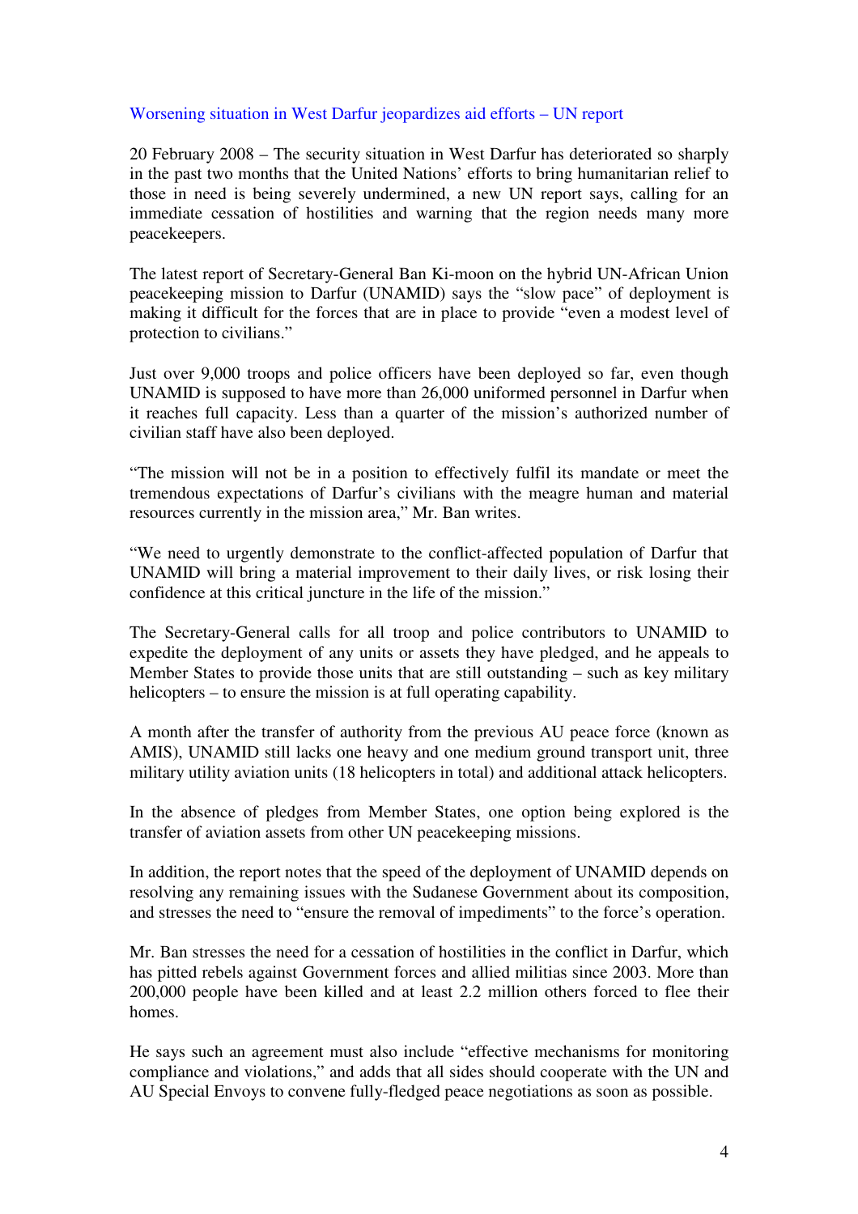## Worsening situation in West Darfur jeopardizes aid efforts – UN report

20 February 2008 – The security situation in West Darfur has deteriorated so sharply in the past two months that the United Nations' efforts to bring humanitarian relief to those in need is being severely undermined, a new UN report says, calling for an immediate cessation of hostilities and warning that the region needs many more peacekeepers.

The latest report of Secretary-General Ban Ki-moon on the hybrid UN-African Union peacekeeping mission to Darfur (UNAMID) says the "slow pace" of deployment is making it difficult for the forces that are in place to provide "even a modest level of protection to civilians."

Just over 9,000 troops and police officers have been deployed so far, even though UNAMID is supposed to have more than 26,000 uniformed personnel in Darfur when it reaches full capacity. Less than a quarter of the mission's authorized number of civilian staff have also been deployed.

"The mission will not be in a position to effectively fulfil its mandate or meet the tremendous expectations of Darfur's civilians with the meagre human and material resources currently in the mission area," Mr. Ban writes.

"We need to urgently demonstrate to the conflict-affected population of Darfur that UNAMID will bring a material improvement to their daily lives, or risk losing their confidence at this critical juncture in the life of the mission."

The Secretary-General calls for all troop and police contributors to UNAMID to expedite the deployment of any units or assets they have pledged, and he appeals to Member States to provide those units that are still outstanding – such as key military helicopters – to ensure the mission is at full operating capability.

A month after the transfer of authority from the previous AU peace force (known as AMIS), UNAMID still lacks one heavy and one medium ground transport unit, three military utility aviation units (18 helicopters in total) and additional attack helicopters.

In the absence of pledges from Member States, one option being explored is the transfer of aviation assets from other UN peacekeeping missions.

In addition, the report notes that the speed of the deployment of UNAMID depends on resolving any remaining issues with the Sudanese Government about its composition, and stresses the need to "ensure the removal of impediments" to the force's operation.

Mr. Ban stresses the need for a cessation of hostilities in the conflict in Darfur, which has pitted rebels against Government forces and allied militias since 2003. More than 200,000 people have been killed and at least 2.2 million others forced to flee their homes.

He says such an agreement must also include "effective mechanisms for monitoring compliance and violations," and adds that all sides should cooperate with the UN and AU Special Envoys to convene fully-fledged peace negotiations as soon as possible.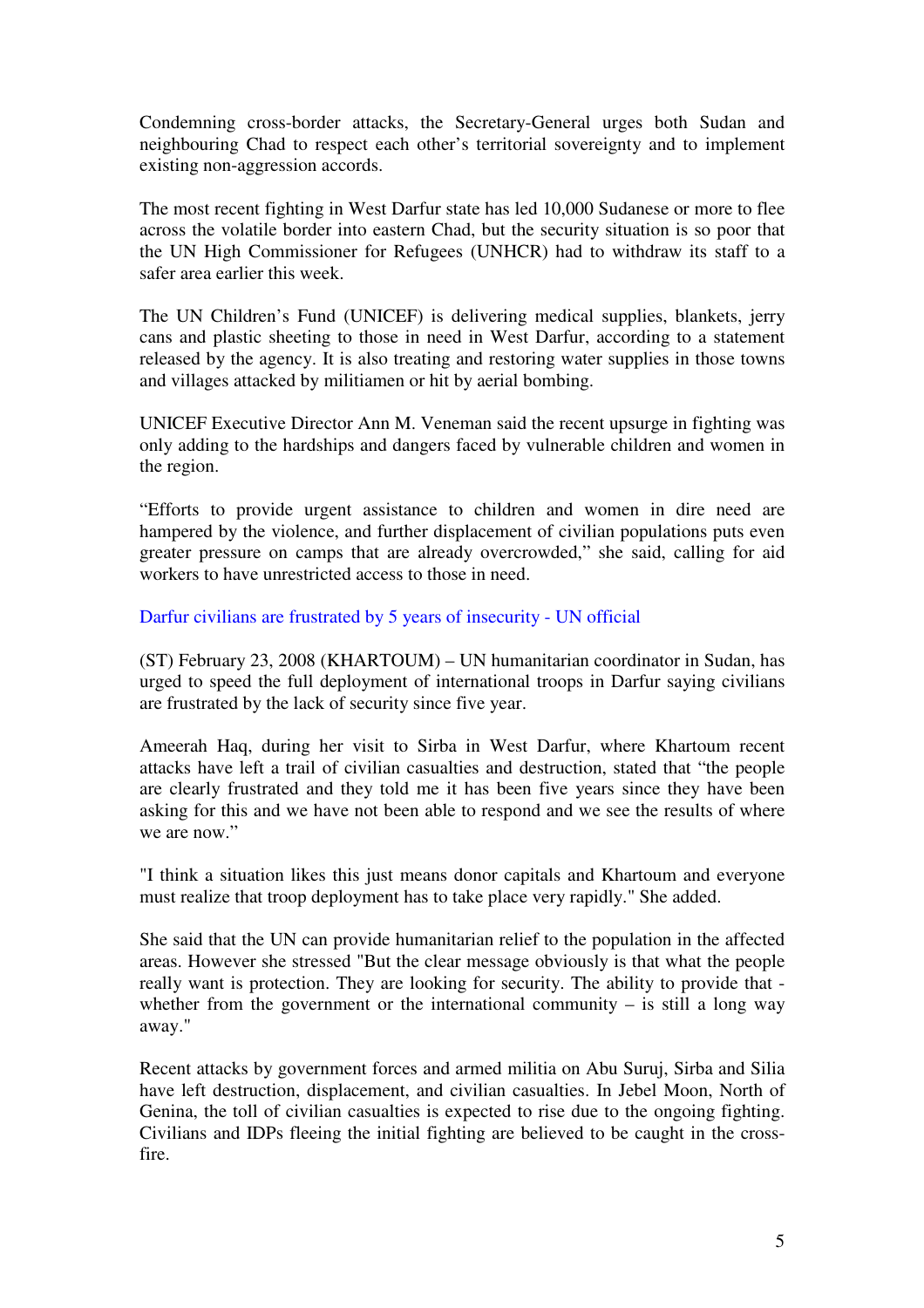Condemning cross-border attacks, the Secretary-General urges both Sudan and neighbouring Chad to respect each other's territorial sovereignty and to implement existing non-aggression accords.

The most recent fighting in West Darfur state has led 10,000 Sudanese or more to flee across the volatile border into eastern Chad, but the security situation is so poor that the UN High Commissioner for Refugees (UNHCR) had to withdraw its staff to a safer area earlier this week.

The UN Children's Fund (UNICEF) is delivering medical supplies, blankets, jerry cans and plastic sheeting to those in need in West Darfur, according to a statement released by the agency. It is also treating and restoring water supplies in those towns and villages attacked by militiamen or hit by aerial bombing.

UNICEF Executive Director Ann M. Veneman said the recent upsurge in fighting was only adding to the hardships and dangers faced by vulnerable children and women in the region.

"Efforts to provide urgent assistance to children and women in dire need are hampered by the violence, and further displacement of civilian populations puts even greater pressure on camps that are already overcrowded," she said, calling for aid workers to have unrestricted access to those in need.

Darfur civilians are frustrated by 5 years of insecurity - UN official

(ST) February 23, 2008 (KHARTOUM) – UN humanitarian coordinator in Sudan, has urged to speed the full deployment of international troops in Darfur saying civilians are frustrated by the lack of security since five year.

Ameerah Haq, during her visit to Sirba in West Darfur, where Khartoum recent attacks have left a trail of civilian casualties and destruction, stated that "the people are clearly frustrated and they told me it has been five years since they have been asking for this and we have not been able to respond and we see the results of where we are now."

"I think a situation likes this just means donor capitals and Khartoum and everyone must realize that troop deployment has to take place very rapidly." She added.

She said that the UN can provide humanitarian relief to the population in the affected areas. However she stressed "But the clear message obviously is that what the people really want is protection. They are looking for security. The ability to provide that - whether from the government or the international community – is still a long way away."

Recent attacks by government forces and armed militia on Abu Suruj, Sirba and Silia have left destruction, displacement, and civilian casualties. In Jebel Moon, North of Genina, the toll of civilian casualties is expected to rise due to the ongoing fighting. Civilians and IDPs fleeing the initial fighting are believed to be caught in the cross-fire.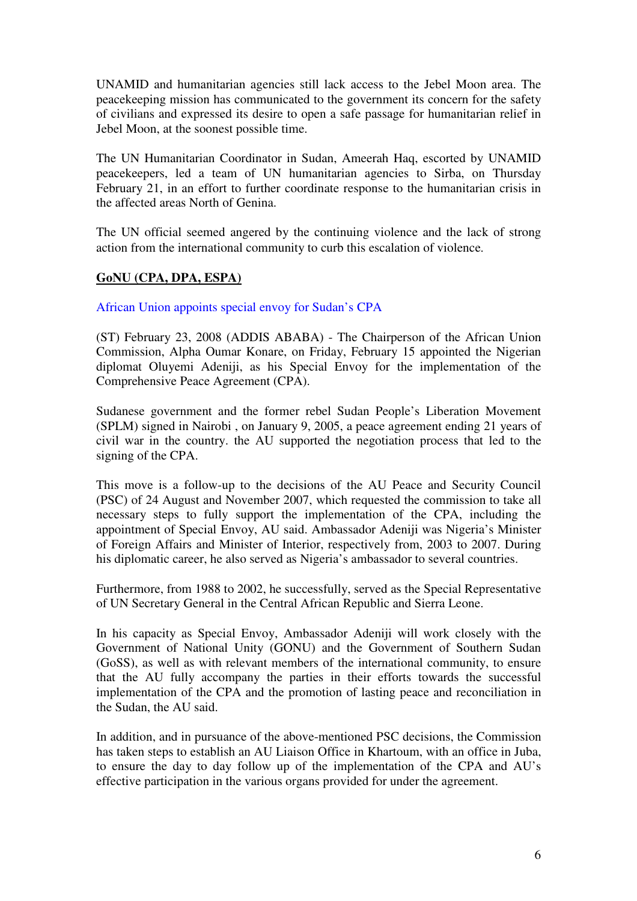UNAMID and humanitarian agencies still lack access to the Jebel Moon area. The peacekeeping mission has communicated to the government its concern for the safety of civilians and expressed its desire to open a safe passage for humanitarian relief in Jebel Moon, at the soonest possible time.

The UN Humanitarian Coordinator in Sudan, Ameerah Haq, escorted by UNAMID peacekeepers, led a team of UN humanitarian agencies to Sirba, on Thursday February 21, in an effort to further coordinate response to the humanitarian crisis in the affected areas North of Genina.

The UN official seemed angered by the continuing violence and the lack of strong action from the international community to curb this escalation of violence.

**GoNU (CPA, DPA, ESPA)**

African Union appoints special envoy for Sudan's CPA

(ST) February 23, 2008 (ADDIS ABABA) - The Chairperson of the African Union Commission, Alpha Oumar Konare, on Friday, February 15 appointed the Nigerian diplomat Oluyemi Adeniji, as his Special Envoy for the implementation of the Comprehensive Peace Agreement (CPA).

Sudanese government and the former rebel Sudan People's Liberation Movement (SPLM) signed in Nairobi , on January 9, 2005, a peace agreement ending 21 years of civil war in the country. the AU supported the negotiation process that led to the signing of the CPA.

This move is a follow-up to the decisions of the AU Peace and Security Council (PSC) of 24 August and November 2007, which requested the commission to take all necessary steps to fully support the implementation of the CPA, including the appointment of Special Envoy, AU said. Ambassador Adeniji was Nigeria's Minister of Foreign Affairs and Minister of Interior, respectively from, 2003 to 2007. During his diplomatic career, he also served as Nigeria's ambassador to several countries.

Furthermore, from 1988 to 2002, he successfully, served as the Special Representative of UN Secretary General in the Central African Republic and Sierra Leone.

In his capacity as Special Envoy, Ambassador Adeniji will work closely with the Government of National Unity (GONU) and the Government of Southern Sudan (GoSS), as well as with relevant members of the international community, to ensure that the AU fully accompany the parties in their efforts towards the successful implementation of the CPA and the promotion of lasting peace and reconciliation in the Sudan, the AU said.

In addition, and in pursuance of the above-mentioned PSC decisions, the Commission has taken steps to establish an AU Liaison Office in Khartoum, with an office in Juba, to ensure the day to day follow up of the implementation of the CPA and AU's effective participation in the various organs provided for under the agreement.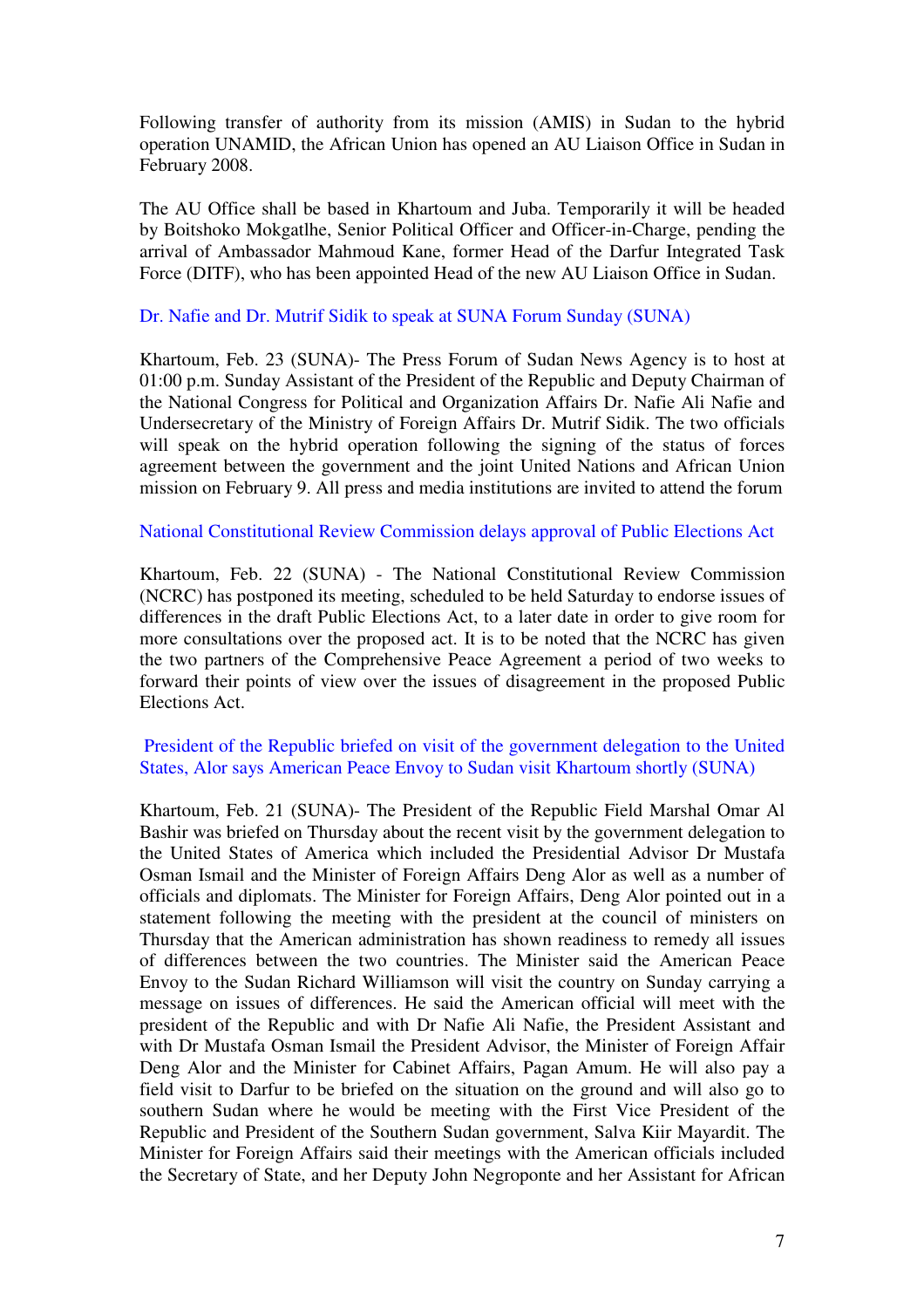Following transfer of authority from its mission (AMIS) in Sudan to the hybrid operation UNAMID, the African Union has opened an AU Liaison Office in Sudan in February 2008.

The AU Office shall be based in Khartoum and Juba. Temporarily it will be headed by Boitshoko Mokgatlhe, Senior Political Officer and Officer-in-Charge, pending the arrival of Ambassador Mahmoud Kane, former Head of the Darfur Integrated Task Force (DITF), who has been appointed Head of the new AU Liaison Office in Sudan.

### Dr. Nafie and Dr. Mutrif Sidik to speak at SUNA Forum Sunday (SUNA)

Khartoum, Feb. 23 (SUNA)- The Press Forum of Sudan News Agency is to host at 01:00 p.m. Sunday Assistant of the President of the Republic and Deputy Chairman of the National Congress for Political and Organization Affairs Dr. Nafie Ali Nafie and Undersecretary of the Ministry of Foreign Affairs Dr. Mutrif Sidik. The two officials will speak on the hybrid operation following the signing of the status of forces agreement between the government and the joint United Nations and African Union mission on February 9. All press and media institutions are invited to attend the forum

### National Constitutional Review Commission delays approval of Public Elections Act

Khartoum, Feb. 22 (SUNA) - The National Constitutional Review Commission (NCRC) has postponed its meeting, scheduled to be held Saturday to endorse issues of differences in the draft Public Elections Act, to a later date in order to give room for more consultations over the proposed act. It is to be noted that the NCRC has given the two partners of the Comprehensive Peace Agreement a period of two weeks to forward their points of view over the issues of disagreement in the proposed Public Elections Act.

### President of the Republic briefed on visit of the government delegation to the United States, Alor says American Peace Envoy to Sudan visit Khartoum shortly (SUNA)

Khartoum, Feb. 21 (SUNA)- The President of the Republic Field Marshal Omar Al Bashir was briefed on Thursday about the recent visit by the government delegation to the United States of America which included the Presidential Advisor Dr Mustafa Osman Ismail and the Minister of Foreign Affairs Deng Alor as well as a number of officials and diplomats. The Minister for Foreign Affairs, Deng Alor pointed out in a statement following the meeting with the president at the council of ministers on Thursday that the American administration has shown readiness to remedy all issues of differences between the two countries. The Minister said the American Peace Envoy to the Sudan Richard Williamson will visit the country on Sunday carrying a message on issues of differences. He said the American official will meet with the president of the Republic and with Dr Nafie Ali Nafie, the President Assistant and with Dr Mustafa Osman Ismail the President Advisor, the Minister of Foreign Affair Deng Alor and the Minister for Cabinet Affairs, Pagan Amum. He will also pay a field visit to Darfur to be briefed on the situation on the ground and will also go to southern Sudan where he would be meeting with the First Vice President of the Republic and President of the Southern Sudan government, Salva Kiir Mayardit. The Minister for Foreign Affairs said their meetings with the American officials included the Secretary of State, and her Deputy John Negroponte and her Assistant for African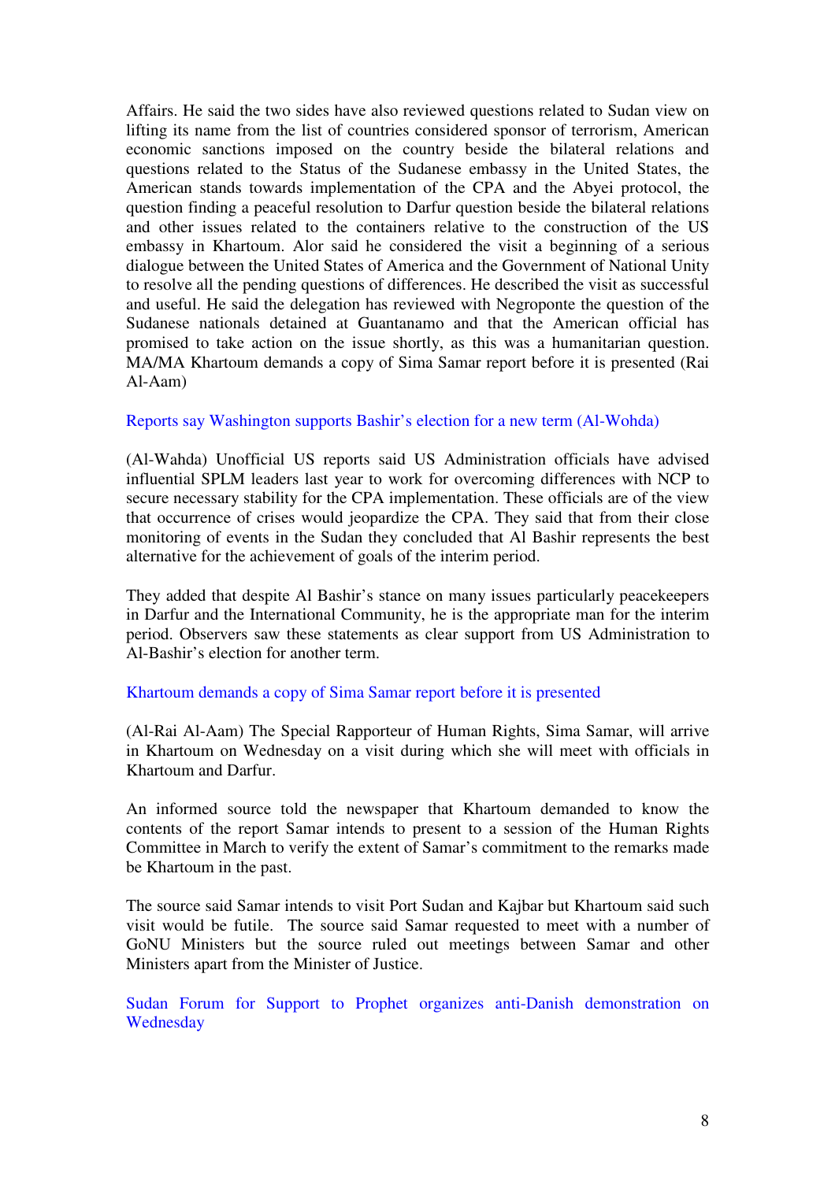Affairs. He said the two sides have also reviewed questions related to Sudan view on lifting its name from the list of countries considered sponsor of terrorism, American economic sanctions imposed on the country beside the bilateral relations and questions related to the Status of the Sudanese embassy in the United States, the American stands towards implementation of the CPA and the Abyei protocol, the question finding a peaceful resolution to Darfur question beside the bilateral relations and other issues related to the containers relative to the construction of the US embassy in Khartoum. Alor said he considered the visit a beginning of a serious dialogue between the United States of America and the Government of National Unity to resolve all the pending questions of differences. He described the visit as successful and useful. He said the delegation has reviewed with Negroponte the question of the Sudanese nationals detained at Guantanamo and that the American official has promised to take action on the issue shortly, as this was a humanitarian question. MA/MA Khartoum demands a copy of Sima Samar report before it is presented (Rai Al-Aam)

### Reports say Washington supports Bashir's election for a new term (Al-Wohda)

(Al-Wahda) Unofficial US reports said US Administration officials have advised influential SPLM leaders last year to work for overcoming differences with NCP to secure necessary stability for the CPA implementation. These officials are of the view that occurrence of crises would jeopardize the CPA. They said that from their close monitoring of events in the Sudan they concluded that Al Bashir represents the best alternative for the achievement of goals of the interim period.

They added that despite Al Bashir's stance on many issues particularly peacekeepers in Darfur and the International Community, he is the appropriate man for the interim period. Observers saw these statements as clear support from US Administration to Al-Bashir's election for another term.

### Khartoum demands a copy of Sima Samar report before it is presented

(Al-Rai Al-Aam) The Special Rapporteur of Human Rights, Sima Samar, will arrive in Khartoum on Wednesday on a visit during which she will meet with officials in Khartoum and Darfur.

An informed source told the newspaper that Khartoum demanded to know the contents of the report Samar intends to present to a session of the Human Rights Committee in March to verify the extent of Samar's commitment to the remarks made be Khartoum in the past.

The source said Samar intends to visit Port Sudan and Kajbar but Khartoum said such visit would be futile. The source said Samar requested to meet with a number of GoNU Ministers but the source ruled out meetings between Samar and other Ministers apart from the Minister of Justice.

### Sudan Forum for Support to Prophet organizes anti-Danish demonstration on Wednesday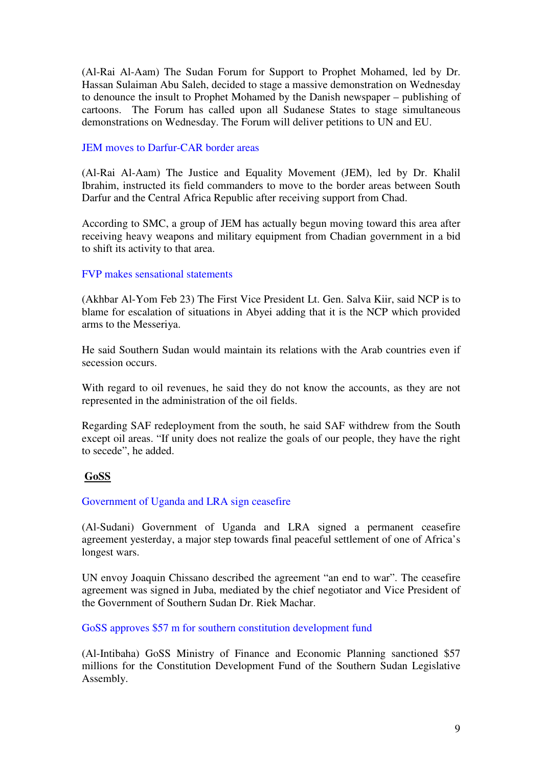(Al-Rai Al-Aam) The Sudan Forum for Support to Prophet Mohamed, led by Dr. Hassan Sulaiman Abu Saleh, decided to stage a massive demonstration on Wednesday to denounce the insult to Prophet Mohamed by the Danish newspaper – publishing of cartoons. The Forum has called upon all Sudanese States to stage simultaneous demonstrations on Wednesday. The Forum will deliver petitions to UN and EU.

### JEM moves to Darfur-CAR border areas

(Al-Rai Al-Aam) The Justice and Equality Movement (JEM), led by Dr. Khalil Ibrahim, instructed its field commanders to move to the border areas between South Darfur and the Central Africa Republic after receiving support from Chad.

According to SMC, a group of JEM has actually begun moving toward this area after receiving heavy weapons and military equipment from Chadian government in a bid to shift its activity to that area.

### FVP makes sensational statements

(Akhbar Al-Yom Feb 23) The First Vice President Lt. Gen. Salva Kiir, said NCP is to blame for escalation of situations in Abyei adding that it is the NCP which provided arms to the Messeriya.

He said Southern Sudan would maintain its relations with the Arab countries even if secession occurs.

With regard to oil revenues, he said they do not know the accounts, as they are not represented in the administration of the oil fields.

Regarding SAF redeployment from the south, he said SAF withdrew from the South except oil areas. "If unity does not realize the goals of our people, they have the right to secede", he added.

## GoSS

### Government of Uganda and LRA sign ceasefire

(Al-Sudani) Government of Uganda and LRA signed a permanent ceasefire agreement yesterday, a major step towards final peaceful settlement of one of Africa's longest wars.

UN envoy Joaquin Chissano described the agreement "an end to war". The ceasefire agreement was signed in Juba, mediated by the chief negotiator and Vice President of the Government of Southern Sudan Dr. Riek Machar.

### GoSS approves $57 m for southern constitution development fund

(Al-Intibaha) GoSS Ministry of Finance and Economic Planning sanctioned $57 millions for the Constitution Development Fund of the Southern Sudan Legislative Assembly.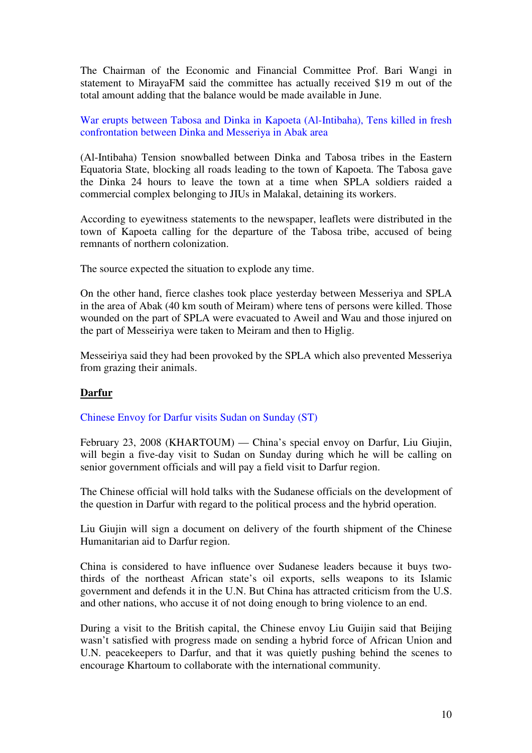The Chairman of the Economic and Financial Committee Prof. Bari Wangi in statement to MirayaFM said the committee has actually received $19 m out of the total amount adding that the balance would be made available in June.

War erupts between Tabosa and Dinka in Kapoeta (Al-Intibaha), Tens killed in fresh confrontation between Dinka and Messeriya in Abak area

(Al-Intibaha) Tension snowballed between Dinka and Tabosa tribes in the Eastern Equatoria State, blocking all roads leading to the town of Kapoeta. The Tabosa gave the Dinka 24 hours to leave the town at a time when SPLA soldiers raided a commercial complex belonging to JIUs in Malakal, detaining its workers.

According to eyewitness statements to the newspaper, leaflets were distributed in the town of Kapoeta calling for the departure of the Tabosa tribe, accused of being remnants of northern colonization.

The source expected the situation to explode any time.

On the other hand, fierce clashes took place yesterday between Messeriya and SPLA in the area of Abak (40 km south of Meiram) where tens of persons were killed. Those wounded on the part of SPLA were evacuated to Aweil and Wau and those injured on the part of Messeiriya were taken to Meiram and then to Higlig.

Messeiriya said they had been provoked by the SPLA which also prevented Messeriya from grazing their animals.

## Darfur

Chinese Envoy for Darfur visits Sudan on Sunday (ST)

February 23, 2008 (KHARTOUM) — China's special envoy on Darfur, Liu Giujin, will begin a five-day visit to Sudan on Sunday during which he will be calling on senior government officials and will pay a field visit to Darfur region.

The Chinese official will hold talks with the Sudanese officials on the development of the question in Darfur with regard to the political process and the hybrid operation.

Liu Giujin will sign a document on delivery of the fourth shipment of the Chinese Humanitarian aid to Darfur region.

China is considered to have influence over Sudanese leaders because it buys two-thirds of the northeast African state's oil exports, sells weapons to its Islamic government and defends it in the U.N. But China has attracted criticism from the U.S. and other nations, who accuse it of not doing enough to bring violence to an end.

During a visit to the British capital, the Chinese envoy Liu Guijin said that Beijing wasn't satisfied with progress made on sending a hybrid force of African Union and U.N. peacekeepers to Darfur, and that it was quietly pushing behind the scenes to encourage Khartoum to collaborate with the international community.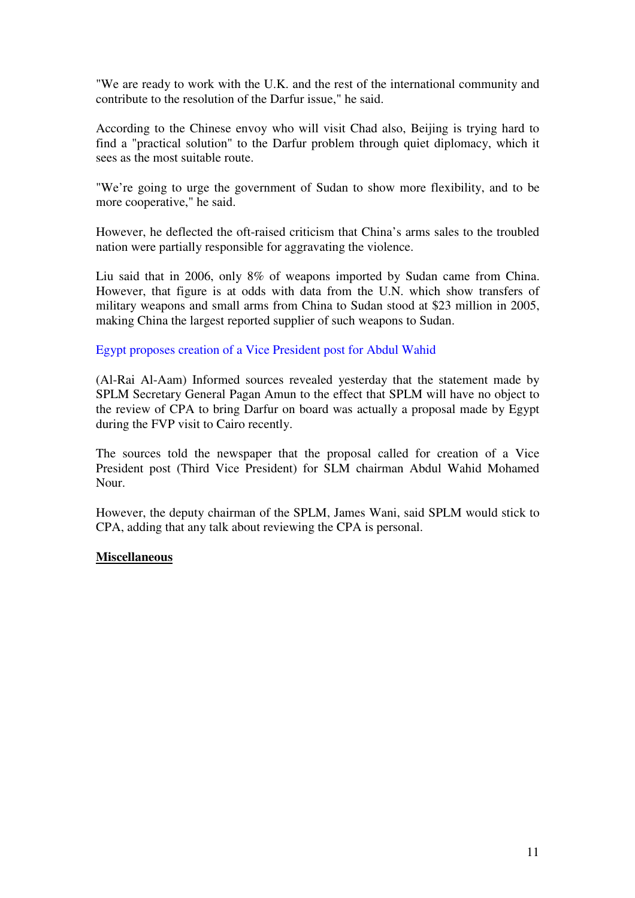"We are ready to work with the U.K. and the rest of the international community and contribute to the resolution of the Darfur issue," he said.

According to the Chinese envoy who will visit Chad also, Beijing is trying hard to find a "practical solution" to the Darfur problem through quiet diplomacy, which it sees as the most suitable route.

"We're going to urge the government of Sudan to show more flexibility, and to be more cooperative," he said.

However, he deflected the oft-raised criticism that China's arms sales to the troubled nation were partially responsible for aggravating the violence.

Liu said that in 2006, only 8% of weapons imported by Sudan came from China. However, that figure is at odds with data from the U.N. which show transfers of military weapons and small arms from China to Sudan stood at $23 million in 2005, making China the largest reported supplier of such weapons to Sudan.

### Egypt proposes creation of a Vice President post for Abdul Wahid

(Al-Rai Al-Aam) Informed sources revealed yesterday that the statement made by SPLM Secretary General Pagan Amun to the effect that SPLM will have no object to the review of CPA to bring Darfur on board was actually a proposal made by Egypt during the FVP visit to Cairo recently.

The sources told the newspaper that the proposal called for creation of a Vice President post (Third Vice President) for SLM chairman Abdul Wahid Mohamed Nour.

However, the deputy chairman of the SPLM, James Wani, said SPLM would stick to CPA, adding that any talk about reviewing the CPA is personal.

## Miscellaneous